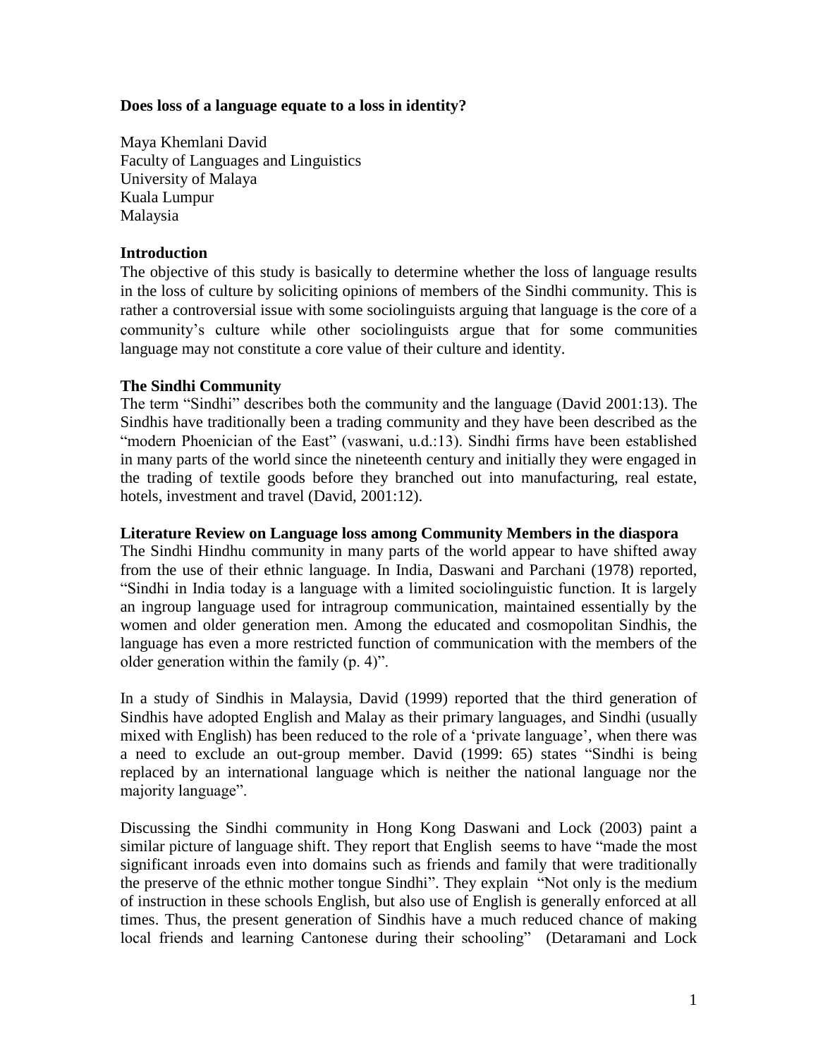# Does loss of a language equate to a loss in identity?

Maya Khemlani David
Faculty of Languages and Linguistics
University of Malaya
Kuala Lumpur
Malaysia

## Introduction

The objective of this study is basically to determine whether the loss of language results in the loss of culture by soliciting opinions of members of the Sindhi community. This is rather a controversial issue with some sociolinguists arguing that language is the core of a community's culture while other sociolinguists argue that for some communities language may not constitute a core value of their culture and identity.

## The Sindhi Community

The term "Sindhi" describes both the community and the language (David 2001:13). The Sindhis have traditionally been a trading community and they have been described as the "modern Phoenician of the East" (vaswani, u.d.:13). Sindhi firms have been established in many parts of the world since the nineteenth century and initially they were engaged in the trading of textile goods before they branched out into manufacturing, real estate, hotels, investment and travel (David, 2001:12).

## Literature Review on Language loss among Community Members in the diaspora

The Sindhi Hindhu community in many parts of the world appear to have shifted away from the use of their ethnic language. In India, Daswani and Parchani (1978) reported, "Sindhi in India today is a language with a limited sociolinguistic function. It is largely an ingroup language used for intragroup communication, maintained essentially by the women and older generation men. Among the educated and cosmopolitan Sindhis, the language has even a more restricted function of communication with the members of the older generation within the family (p. 4)".

In a study of Sindhis in Malaysia, David (1999) reported that the third generation of Sindhis have adopted English and Malay as their primary languages, and Sindhi (usually mixed with English) has been reduced to the role of a 'private language', when there was a need to exclude an out-group member. David (1999: 65) states "Sindhi is being replaced by an international language which is neither the national language nor the majority language".

Discussing the Sindhi community in Hong Kong Daswani and Lock (2003) paint a similar picture of language shift. They report that English seems to have "made the most significant inroads even into domains such as friends and family that were traditionally the preserve of the ethnic mother tongue Sindhi". They explain "Not only is the medium of instruction in these schools English, but also use of English is generally enforced at all times. Thus, the present generation of Sindhis have a much reduced chance of making local friends and learning Cantonese during their schooling" (Detaramani and Lock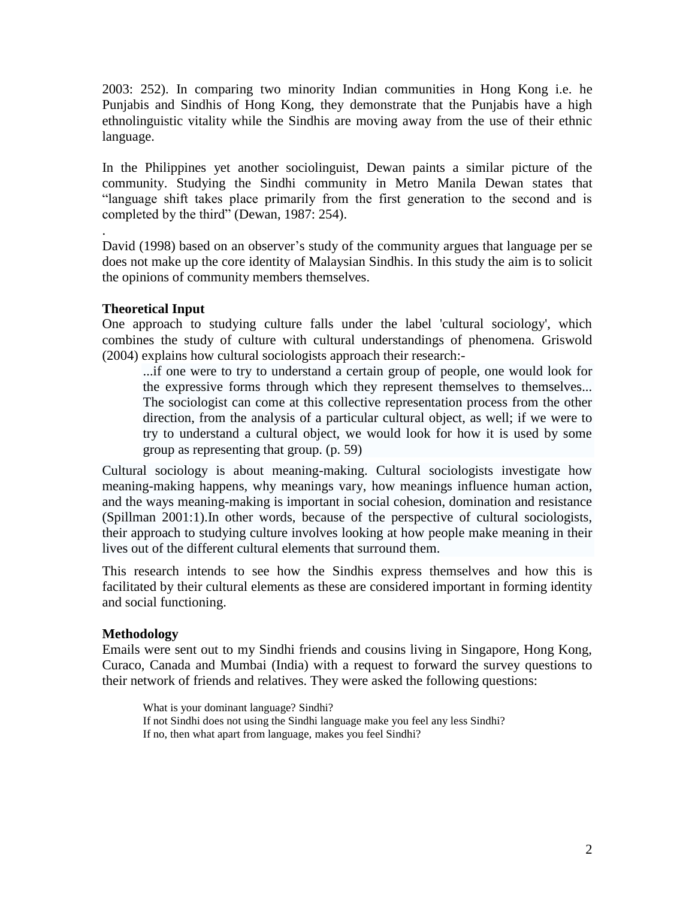2003: 252). In comparing two minority Indian communities in Hong Kong i.e. he Punjabis and Sindhis of Hong Kong, they demonstrate that the Punjabis have a high ethnolinguistic vitality while the Sindhis are moving away from the use of their ethnic language.

In the Philippines yet another sociolinguist, Dewan paints a similar picture of the community. Studying the Sindhi community in Metro Manila Dewan states that "language shift takes place primarily from the first generation to the second and is completed by the third" (Dewan, 1987: 254).

.

David (1998) based on an observer's study of the community argues that language per se does not make up the core identity of Malaysian Sindhis. In this study the aim is to solicit the opinions of community members themselves.

**Theoretical Input**

One approach to studying culture falls under the label 'cultural sociology', which combines the study of culture with cultural understandings of phenomena. Griswold (2004) explains how cultural sociologists approach their research:-

> ...if one were to try to understand a certain group of people, one would look for the expressive forms through which they represent themselves to themselves... The sociologist can come at this collective representation process from the other direction, from the analysis of a particular cultural object, as well; if we were to try to understand a cultural object, we would look for how it is used by some group as representing that group. (p. 59)

Cultural sociology is about meaning-making. Cultural sociologists investigate how meaning-making happens, why meanings vary, how meanings influence human action, and the ways meaning-making is important in social cohesion, domination and resistance (Spillman 2001:1).In other words, because of the perspective of cultural sociologists, their approach to studying culture involves looking at how people make meaning in their lives out of the different cultural elements that surround them.

This research intends to see how the Sindhis express themselves and how this is facilitated by their cultural elements as these are considered important in forming identity and social functioning.

**Methodology**

Emails were sent out to my Sindhi friends and cousins living in Singapore, Hong Kong, Curaco, Canada and Mumbai (India) with a request to forward the survey questions to their network of friends and relatives. They were asked the following questions:

> What is your dominant language? Sindhi?
> If not Sindhi does not using the Sindhi language make you feel any less Sindhi?
> If no, then what apart from language, makes you feel Sindhi?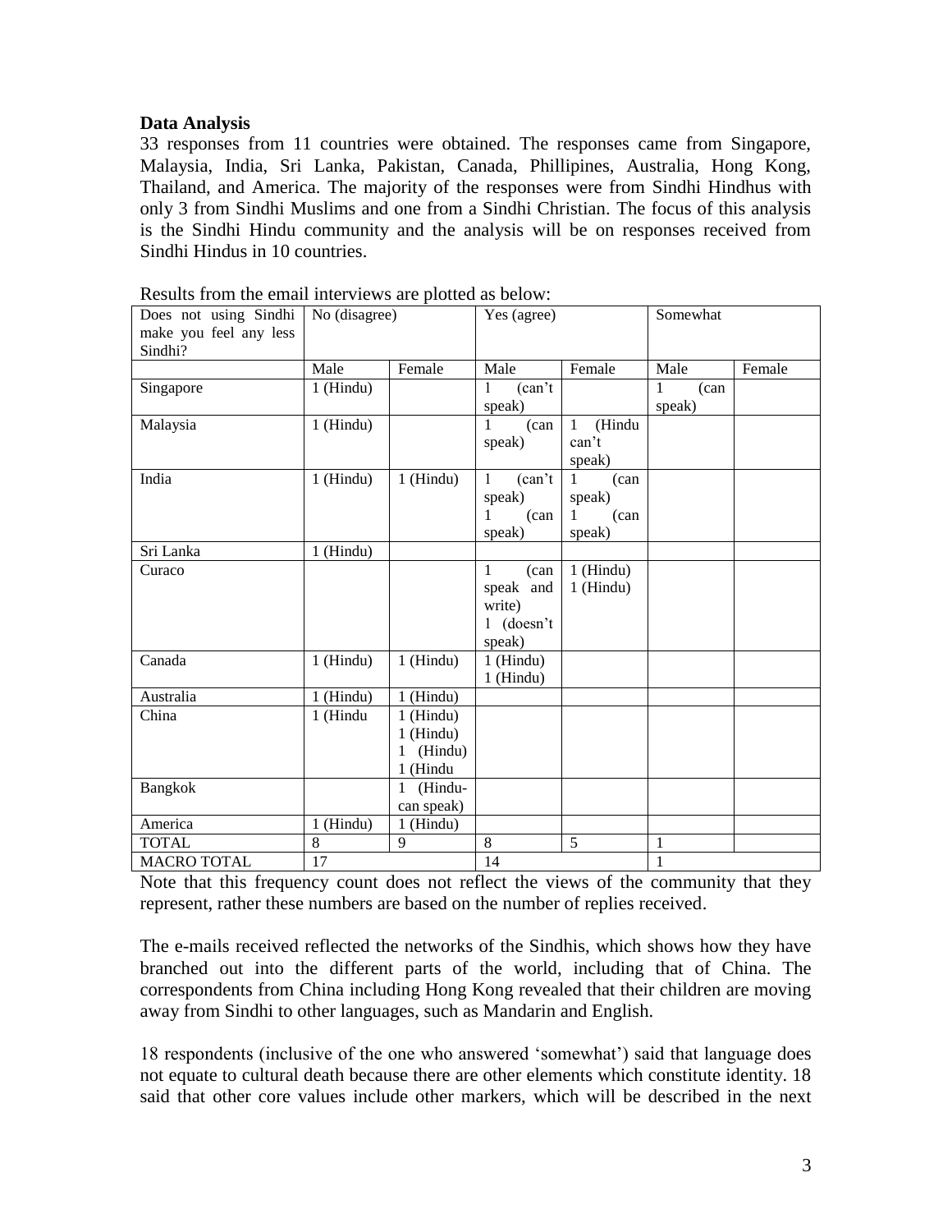**Data Analysis**

33 responses from 11 countries were obtained. The responses came from Singapore, Malaysia, India, Sri Lanka, Pakistan, Canada, Phillipines, Australia, Hong Kong, Thailand, and America. The majority of the responses were from Sindhi Hindhus with only 3 from Sindhi Muslims and one from a Sindhi Christian. The focus of this analysis is the Sindhi Hindu community and the analysis will be on responses received from Sindhi Hindus in 10 countries.

Results from the email interviews are plotted as below:

| Does not using Sindhi make you feel any less Sindhi? | No (disagree) | | Yes (agree) | | Somewhat | |
|---|---|---|---|---|---|---|
| | Male | Female | Male | Female | Male | Female |
| Singapore | 1 (Hindu) | | 1 (can't speak) | | 1 (can speak) | |
| Malaysia | 1 (Hindu) | | 1 (can speak) | 1 (Hindu can't speak) | | |
| India | 1 (Hindu) | 1 (Hindu) | 1 (can't speak)<br>1 (can speak) | 1 (can speak)<br>1 (can speak) | | |
| Sri Lanka | 1 (Hindu) | | | | | |
| Curaco | | | 1 (can speak and write)<br>1 (doesn't speak) | 1 (Hindu)<br>1 (Hindu) | | |
| Canada | 1 (Hindu) | 1 (Hindu) | 1 (Hindu)<br>1 (Hindu) | | | |
| Australia | 1 (Hindu) | 1 (Hindu) | | | | |
| China | 1 (Hindu | 1 (Hindu)<br>1 (Hindu)<br>1 (Hindu)<br>1 (Hindu | | | | |
| Bangkok | | 1 (Hindu-can speak) | | | | |
| America | 1 (Hindu) | 1 (Hindu) | | | | |
| TOTAL | 8 | 9 | 8 | 5 | 1 | |
| MACRO TOTAL | 17 | | 14 | | 1 | |

Note that this frequency count does not reflect the views of the community that they represent, rather these numbers are based on the number of replies received.

The e-mails received reflected the networks of the Sindhis, which shows how they have branched out into the different parts of the world, including that of China. The correspondents from China including Hong Kong revealed that their children are moving away from Sindhi to other languages, such as Mandarin and English.

18 respondents (inclusive of the one who answered 'somewhat') said that language does not equate to cultural death because there are other elements which constitute identity. 18 said that other core values include other markers, which will be described in the next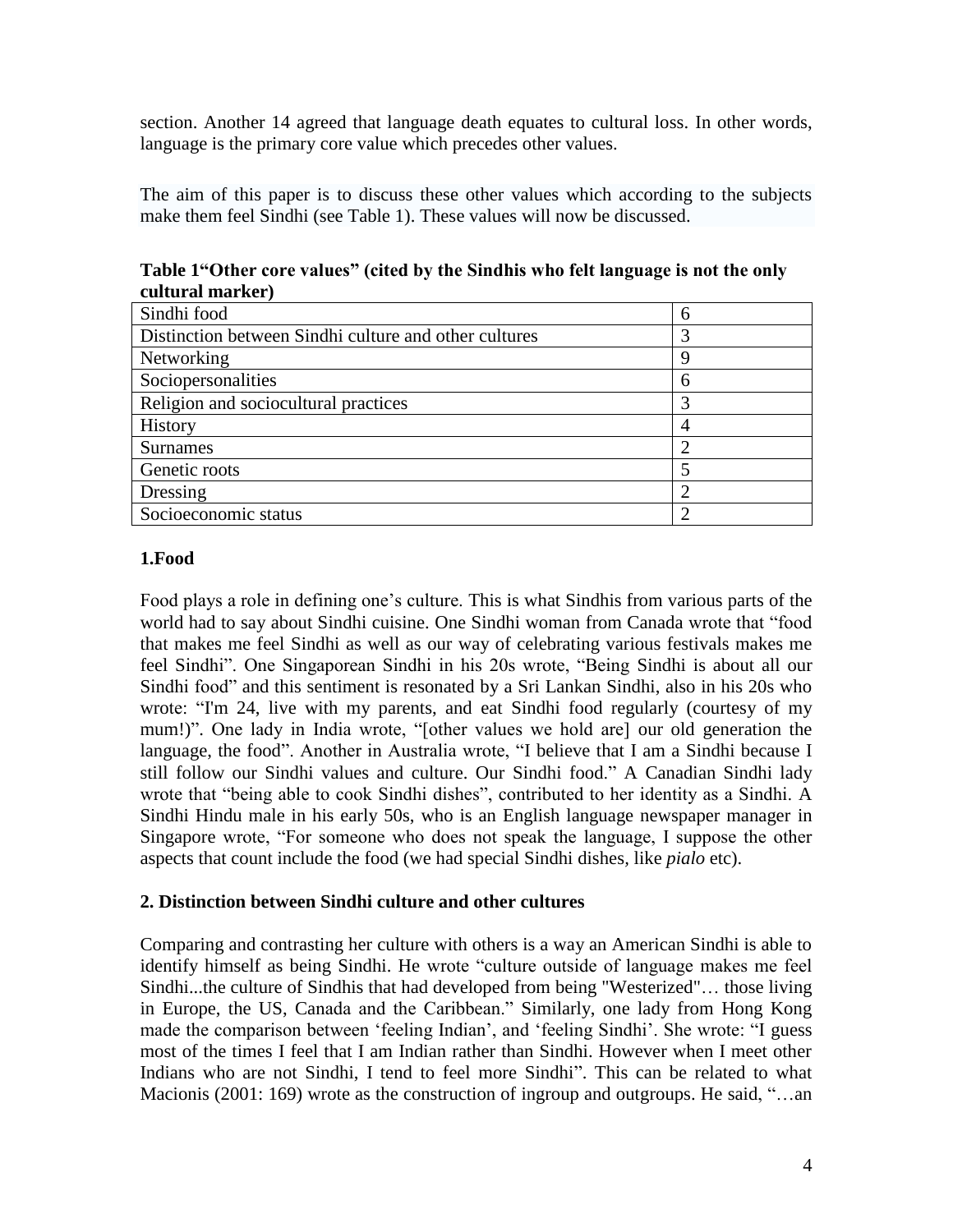section. Another 14 agreed that language death equates to cultural loss. In other words, language is the primary core value which precedes other values.

The aim of this paper is to discuss these other values which according to the subjects make them feel Sindhi (see Table 1). These values will now be discussed.

**Table 1"Other core values" (cited by the Sindhis who felt language is not the only cultural marker)**

| | |
|---|---|
| Sindhi food | 6 |
| Distinction between Sindhi culture and other cultures | 3 |
| Networking | 9 |
| Sociopersonalities | 6 |
| Religion and sociocultural practices | 3 |
| History | 4 |
| Surnames | 2 |
| Genetic roots | 5 |
| Dressing | 2 |
| Socioeconomic status | 2 |

**1.Food**

Food plays a role in defining one's culture. This is what Sindhis from various parts of the world had to say about Sindhi cuisine. One Sindhi woman from Canada wrote that "food that makes me feel Sindhi as well as our way of celebrating various festivals makes me feel Sindhi". One Singaporean Sindhi in his 20s wrote, "Being Sindhi is about all our Sindhi food" and this sentiment is resonated by a Sri Lankan Sindhi, also in his 20s who wrote: "I'm 24, live with my parents, and eat Sindhi food regularly (courtesy of my mum!)". One lady in India wrote, "[other values we hold are] our old generation the language, the food". Another in Australia wrote, "I believe that I am a Sindhi because I still follow our Sindhi values and culture. Our Sindhi food." A Canadian Sindhi lady wrote that "being able to cook Sindhi dishes", contributed to her identity as a Sindhi. A Sindhi Hindu male in his early 50s, who is an English language newspaper manager in Singapore wrote, "For someone who does not speak the language, I suppose the other aspects that count include the food (we had special Sindhi dishes, like *pialo* etc).

**2. Distinction between Sindhi culture and other cultures**

Comparing and contrasting her culture with others is a way an American Sindhi is able to identify himself as being Sindhi. He wrote "culture outside of language makes me feel Sindhi...the culture of Sindhis that had developed from being "Westerized"… those living in Europe, the US, Canada and the Caribbean." Similarly, one lady from Hong Kong made the comparison between 'feeling Indian', and 'feeling Sindhi'. She wrote: "I guess most of the times I feel that I am Indian rather than Sindhi. However when I meet other Indians who are not Sindhi, I tend to feel more Sindhi". This can be related to what Macionis (2001: 169) wrote as the construction of ingroup and outgroups. He said, "…an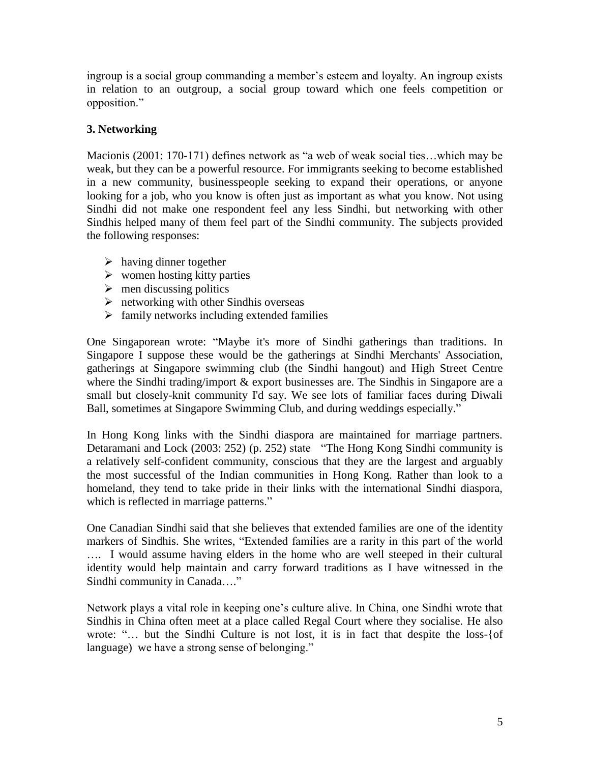ingroup is a social group commanding a member's esteem and loyalty. An ingroup exists in relation to an outgroup, a social group toward which one feels competition or opposition."

**3. Networking**

Macionis (2001: 170-171) defines network as "a web of weak social ties…which may be weak, but they can be a powerful resource. For immigrants seeking to become established in a new community, businesspeople seeking to expand their operations, or anyone looking for a job, who you know is often just as important as what you know. Not using Sindhi did not make one respondent feel any less Sindhi, but networking with other Sindhis helped many of them feel part of the Sindhi community. The subjects provided the following responses:

- having dinner together
- women hosting kitty parties
- men discussing politics
- networking with other Sindhis overseas
- family networks including extended families

One Singaporean wrote: "Maybe it's more of Sindhi gatherings than traditions. In Singapore I suppose these would be the gatherings at Sindhi Merchants' Association, gatherings at Singapore swimming club (the Sindhi hangout) and High Street Centre where the Sindhi trading/import & export businesses are. The Sindhis in Singapore are a small but closely-knit community I'd say. We see lots of familiar faces during Diwali Ball, sometimes at Singapore Swimming Club, and during weddings especially."

In Hong Kong links with the Sindhi diaspora are maintained for marriage partners. Detaramani and Lock (2003: 252) (p. 252) state "The Hong Kong Sindhi community is a relatively self-confident community, conscious that they are the largest and arguably the most successful of the Indian communities in Hong Kong. Rather than look to a homeland, they tend to take pride in their links with the international Sindhi diaspora, which is reflected in marriage patterns."

One Canadian Sindhi said that she believes that extended families are one of the identity markers of Sindhis. She writes, "Extended families are a rarity in this part of the world …. I would assume having elders in the home who are well steeped in their cultural identity would help maintain and carry forward traditions as I have witnessed in the Sindhi community in Canada…."

Network plays a vital role in keeping one's culture alive. In China, one Sindhi wrote that Sindhis in China often meet at a place called Regal Court where they socialise. He also wrote: "… but the Sindhi Culture is not lost, it is in fact that despite the loss-{of language) we have a strong sense of belonging."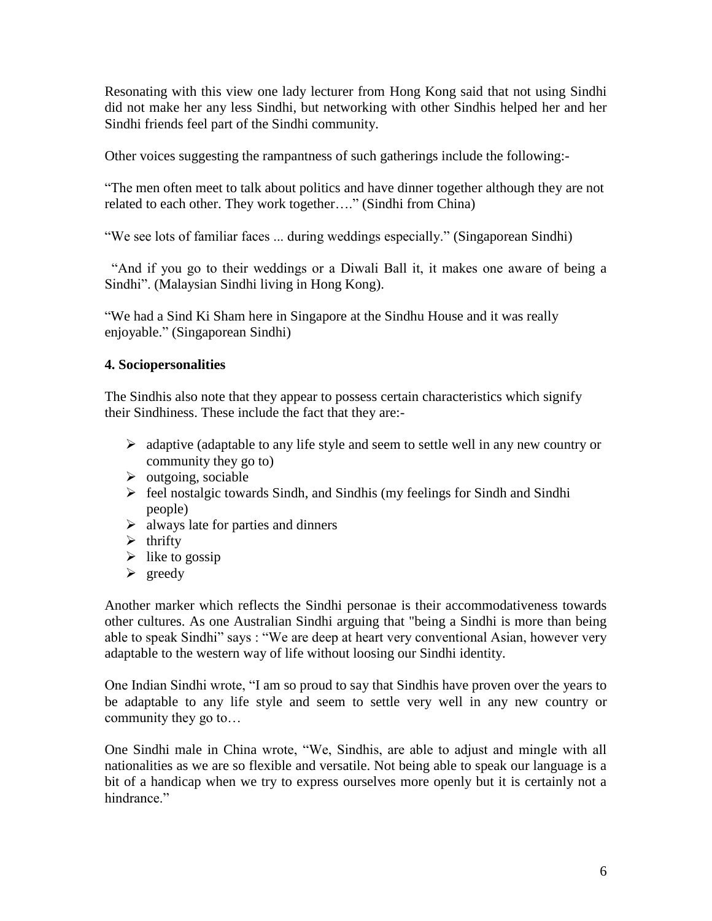Resonating with this view one lady lecturer from Hong Kong said that not using Sindhi did not make her any less Sindhi, but networking with other Sindhis helped her and her Sindhi friends feel part of the Sindhi community.

Other voices suggesting the rampantness of such gatherings include the following:-

"The men often meet to talk about politics and have dinner together although they are not related to each other. They work together…." (Sindhi from China)

"We see lots of familiar faces ... during weddings especially." (Singaporean Sindhi)

"And if you go to their weddings or a Diwali Ball it, it makes one aware of being a Sindhi". (Malaysian Sindhi living in Hong Kong).

"We had a Sind Ki Sham here in Singapore at the Sindhu House and it was really enjoyable." (Singaporean Sindhi)

**4. Sociopersonalities**

The Sindhis also note that they appear to possess certain characteristics which signify their Sindhiness. These include the fact that they are:-

- adaptive (adaptable to any life style and seem to settle well in any new country or community they go to)
- outgoing, sociable
- feel nostalgic towards Sindh, and Sindhis (my feelings for Sindh and Sindhi people)
- always late for parties and dinners
- thrifty
- like to gossip
- greedy

Another marker which reflects the Sindhi personae is their accommodativeness towards other cultures. As one Australian Sindhi arguing that "being a Sindhi is more than being able to speak Sindhi" says : "We are deep at heart very conventional Asian, however very adaptable to the western way of life without loosing our Sindhi identity.

One Indian Sindhi wrote, "I am so proud to say that Sindhis have proven over the years to be adaptable to any life style and seem to settle very well in any new country or community they go to…

One Sindhi male in China wrote, "We, Sindhis, are able to adjust and mingle with all nationalities as we are so flexible and versatile. Not being able to speak our language is a bit of a handicap when we try to express ourselves more openly but it is certainly not a hindrance."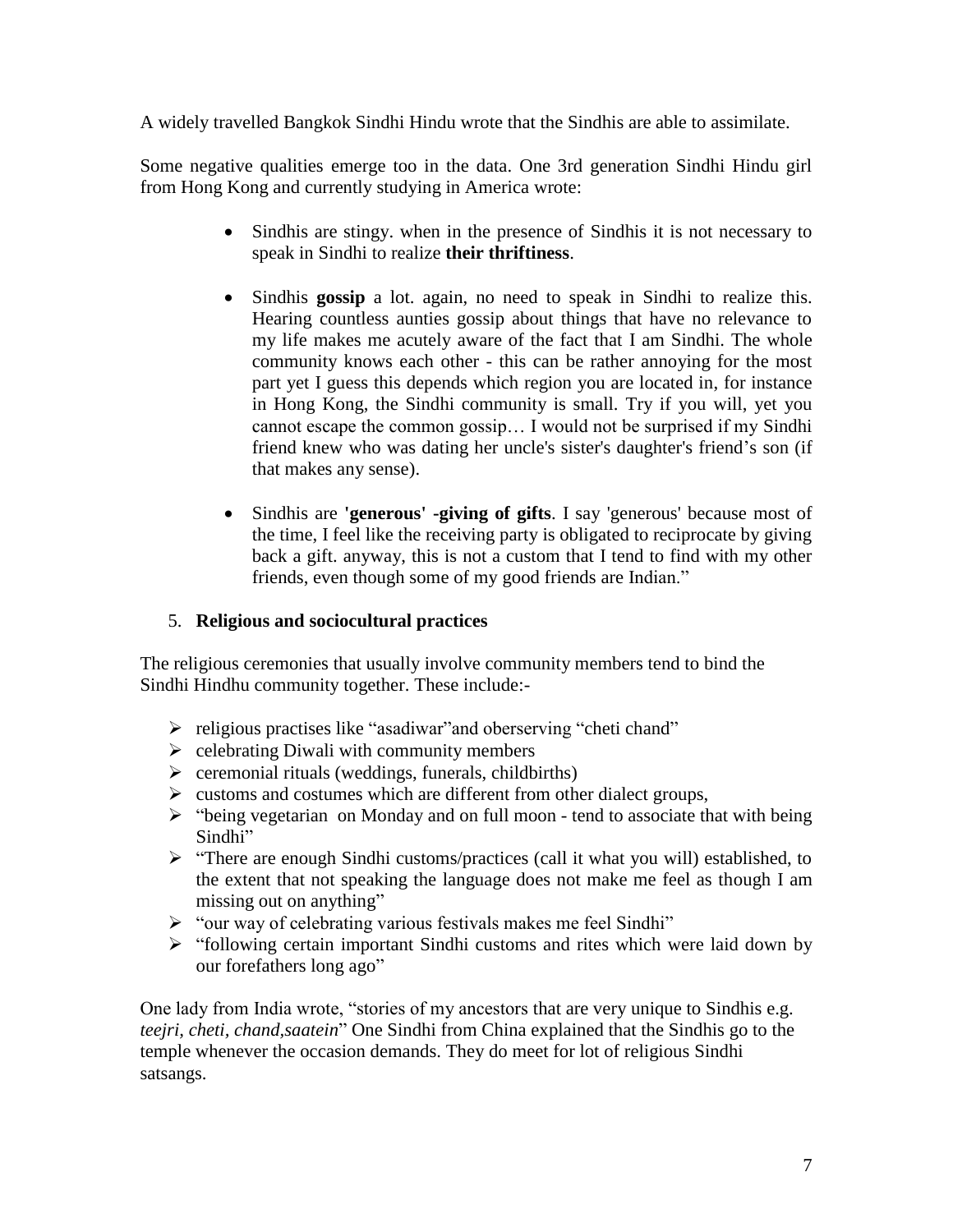A widely travelled Bangkok Sindhi Hindu wrote that the Sindhis are able to assimilate.

Some negative qualities emerge too in the data. One 3rd generation Sindhi Hindu girl from Hong Kong and currently studying in America wrote:

- Sindhis are stingy. when in the presence of Sindhis it is not necessary to speak in Sindhi to realize **their thriftiness**.

- Sindhis **gossip** a lot. again, no need to speak in Sindhi to realize this. Hearing countless aunties gossip about things that have no relevance to my life makes me acutely aware of the fact that I am Sindhi. The whole community knows each other - this can be rather annoying for the most part yet I guess this depends which region you are located in, for instance in Hong Kong, the Sindhi community is small. Try if you will, yet you cannot escape the common gossip… I would not be surprised if my Sindhi friend knew who was dating her uncle's sister's daughter's friend's son (if that makes any sense).

- Sindhis are **'generous' -giving of gifts**. I say 'generous' because most of the time, I feel like the receiving party is obligated to reciprocate by giving back a gift. anyway, this is not a custom that I tend to find with my other friends, even though some of my good friends are Indian."

5. **Religious and sociocultural practices**

The religious ceremonies that usually involve community members tend to bind the Sindhi Hindhu community together. These include:-

- religious practises like "asadiwar"and oberserving "cheti chand"
- celebrating Diwali with community members
- ceremonial rituals (weddings, funerals, childbirths)
- customs and costumes which are different from other dialect groups,
- "being vegetarian on Monday and on full moon - tend to associate that with being Sindhi"
- "There are enough Sindhi customs/practices (call it what you will) established, to the extent that not speaking the language does not make me feel as though I am missing out on anything"
- "our way of celebrating various festivals makes me feel Sindhi"
- "following certain important Sindhi customs and rites which were laid down by our forefathers long ago"

One lady from India wrote, "stories of my ancestors that are very unique to Sindhis e.g. *teejri*, *cheti*, *chand*,*saatein*" One Sindhi from China explained that the Sindhis go to the temple whenever the occasion demands. They do meet for lot of religious Sindhi satsangs.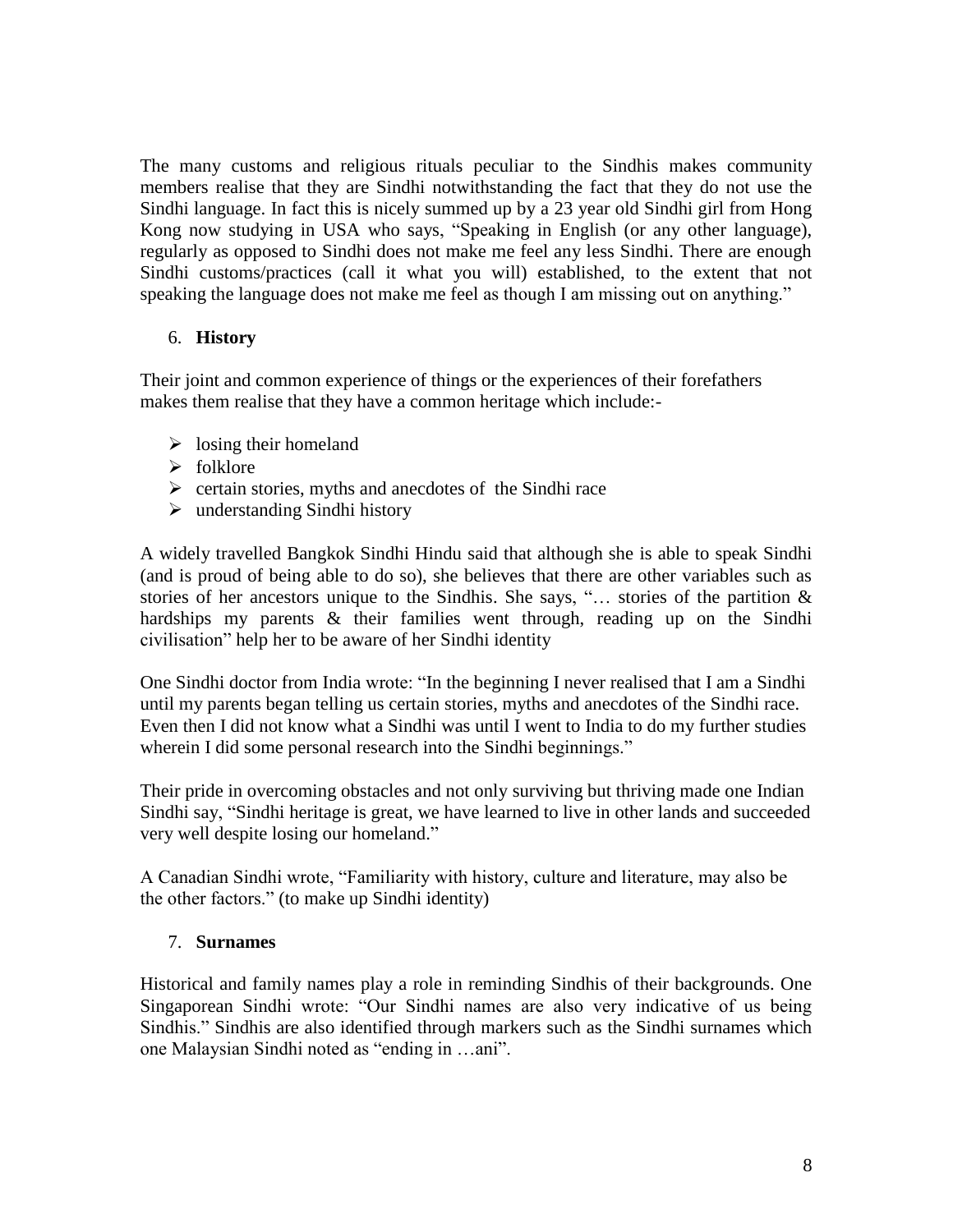The many customs and religious rituals peculiar to the Sindhis makes community members realise that they are Sindhi notwithstanding the fact that they do not use the Sindhi language. In fact this is nicely summed up by a 23 year old Sindhi girl from Hong Kong now studying in USA who says, "Speaking in English (or any other language), regularly as opposed to Sindhi does not make me feel any less Sindhi. There are enough Sindhi customs/practices (call it what you will) established, to the extent that not speaking the language does not make me feel as though I am missing out on anything."

6. **History**

Their joint and common experience of things or the experiences of their forefathers makes them realise that they have a common heritage which include:-

- losing their homeland
- folklore
- certain stories, myths and anecdotes of the Sindhi race
- understanding Sindhi history

A widely travelled Bangkok Sindhi Hindu said that although she is able to speak Sindhi (and is proud of being able to do so), she believes that there are other variables such as stories of her ancestors unique to the Sindhis. She says, "… stories of the partition & hardships my parents & their families went through, reading up on the Sindhi civilisation" help her to be aware of her Sindhi identity

One Sindhi doctor from India wrote: "In the beginning I never realised that I am a Sindhi until my parents began telling us certain stories, myths and anecdotes of the Sindhi race. Even then I did not know what a Sindhi was until I went to India to do my further studies wherein I did some personal research into the Sindhi beginnings."

Their pride in overcoming obstacles and not only surviving but thriving made one Indian Sindhi say, "Sindhi heritage is great, we have learned to live in other lands and succeeded very well despite losing our homeland."

A Canadian Sindhi wrote, "Familiarity with history, culture and literature, may also be the other factors." (to make up Sindhi identity)

7. **Surnames**

Historical and family names play a role in reminding Sindhis of their backgrounds. One Singaporean Sindhi wrote: "Our Sindhi names are also very indicative of us being Sindhis." Sindhis are also identified through markers such as the Sindhi surnames which one Malaysian Sindhi noted as "ending in …ani".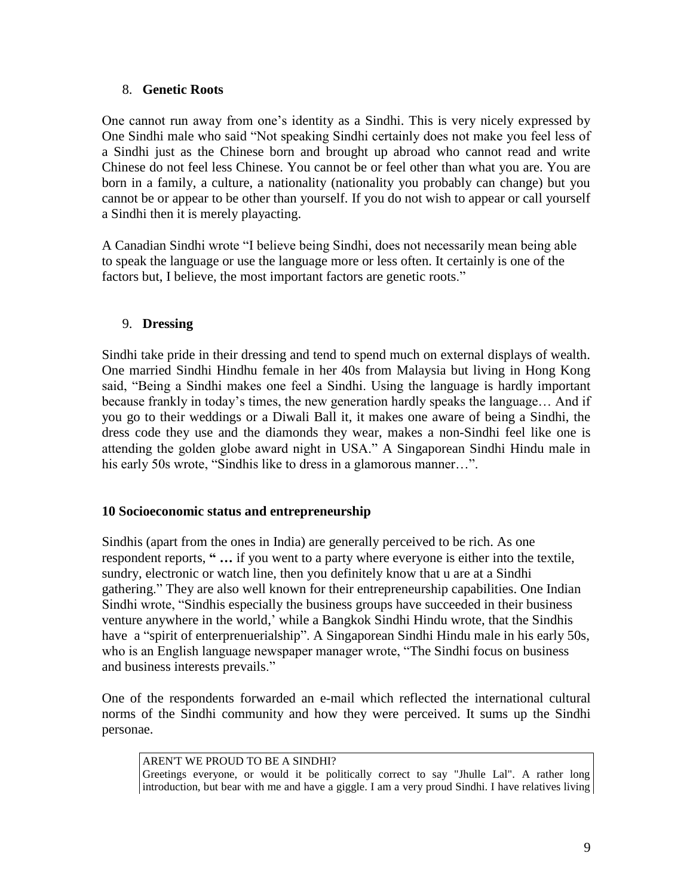### 8. **Genetic Roots**

One cannot run away from one's identity as a Sindhi. This is very nicely expressed by One Sindhi male who said "Not speaking Sindhi certainly does not make you feel less of a Sindhi just as the Chinese born and brought up abroad who cannot read and write Chinese do not feel less Chinese. You cannot be or feel other than what you are. You are born in a family, a culture, a nationality (nationality you probably can change) but you cannot be or appear to be other than yourself. If you do not wish to appear or call yourself a Sindhi then it is merely playacting.

A Canadian Sindhi wrote "I believe being Sindhi, does not necessarily mean being able to speak the language or use the language more or less often. It certainly is one of the factors but, I believe, the most important factors are genetic roots."

### 9. **Dressing**

Sindhi take pride in their dressing and tend to spend much on external displays of wealth. One married Sindhi Hindhu female in her 40s from Malaysia but living in Hong Kong said, "Being a Sindhi makes one feel a Sindhi. Using the language is hardly important because frankly in today's times, the new generation hardly speaks the language… And if you go to their weddings or a Diwali Ball it, it makes one aware of being a Sindhi, the dress code they use and the diamonds they wear, makes a non-Sindhi feel like one is attending the golden globe award night in USA." A Singaporean Sindhi Hindu male in his early 50s wrote, "Sindhis like to dress in a glamorous manner…".

### **10 Socioeconomic status and entrepreneurship**

Sindhis (apart from the ones in India) are generally perceived to be rich. As one respondent reports, **" …** if you went to a party where everyone is either into the textile, sundry, electronic or watch line, then you definitely know that u are at a Sindhi gathering." They are also well known for their entrepreneurship capabilities. One Indian Sindhi wrote, "Sindhis especially the business groups have succeeded in their business venture anywhere in the world,' while a Bangkok Sindhi Hindu wrote, that the Sindhis have a "spirit of enterprenuerialship". A Singaporean Sindhi Hindu male in his early 50s, who is an English language newspaper manager wrote, "The Sindhi focus on business and business interests prevails."

One of the respondents forwarded an e-mail which reflected the international cultural norms of the Sindhi community and how they were perceived. It sums up the Sindhi personae.

> AREN'T WE PROUD TO BE A SINDHI?
> Greetings everyone, or would it be politically correct to say "Jhulle Lal". A rather long introduction, but bear with me and have a giggle. I am a very proud Sindhi. I have relatives living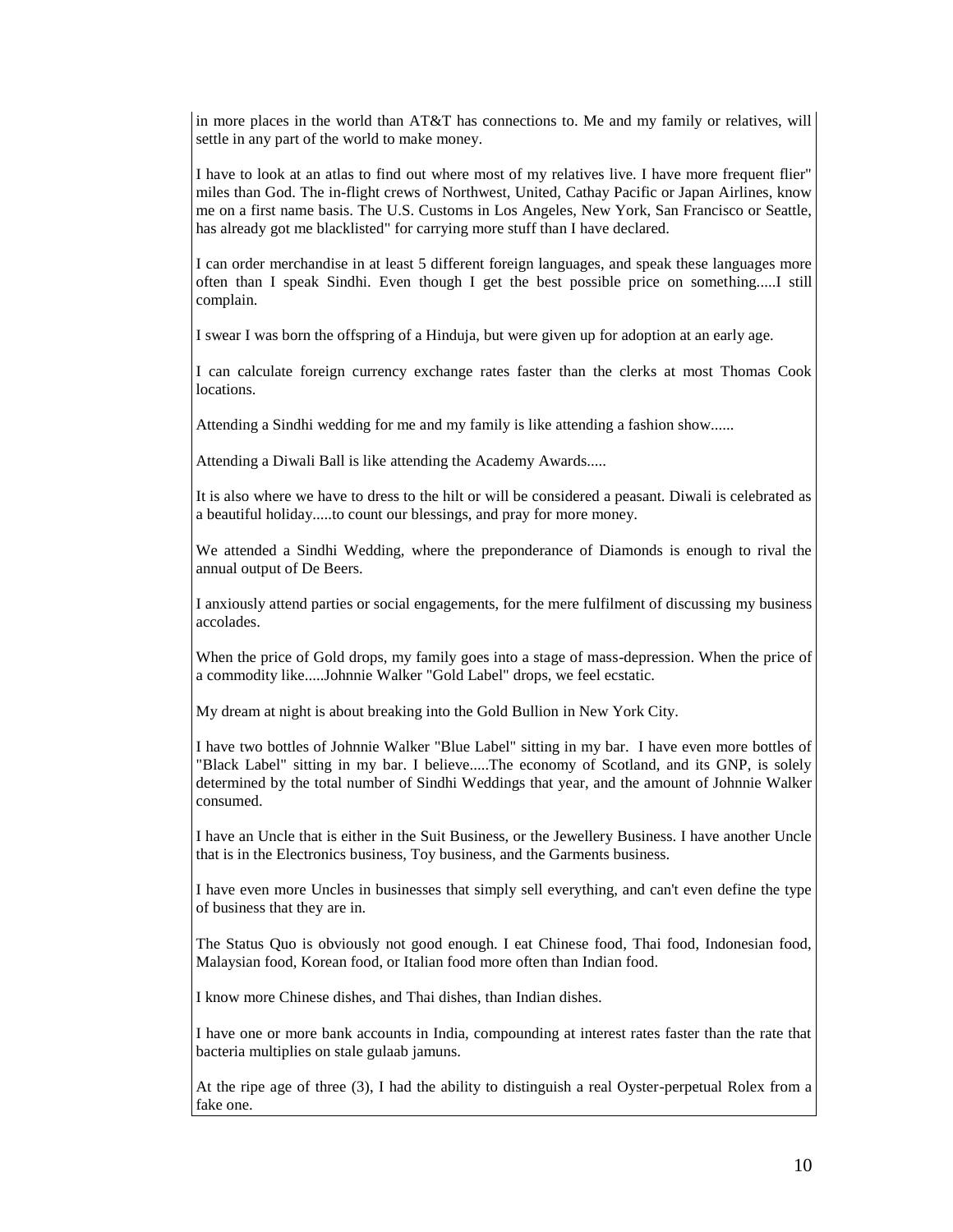in more places in the world than AT&T has connections to. Me and my family or relatives, will settle in any part of the world to make money.

I have to look at an atlas to find out where most of my relatives live. I have more frequent flier" miles than God. The in-flight crews of Northwest, United, Cathay Pacific or Japan Airlines, know me on a first name basis. The U.S. Customs in Los Angeles, New York, San Francisco or Seattle, has already got me blacklisted" for carrying more stuff than I have declared.

I can order merchandise in at least 5 different foreign languages, and speak these languages more often than I speak Sindhi. Even though I get the best possible price on something.....I still complain.

I swear I was born the offspring of a Hinduja, but were given up for adoption at an early age.

I can calculate foreign currency exchange rates faster than the clerks at most Thomas Cook locations.

Attending a Sindhi wedding for me and my family is like attending a fashion show......

Attending a Diwali Ball is like attending the Academy Awards.....

It is also where we have to dress to the hilt or will be considered a peasant. Diwali is celebrated as a beautiful holiday.....to count our blessings, and pray for more money.

We attended a Sindhi Wedding, where the preponderance of Diamonds is enough to rival the annual output of De Beers.

I anxiously attend parties or social engagements, for the mere fulfilment of discussing my business accolades.

When the price of Gold drops, my family goes into a stage of mass-depression. When the price of a commodity like.....Johnnie Walker "Gold Label" drops, we feel ecstatic.

My dream at night is about breaking into the Gold Bullion in New York City.

I have two bottles of Johnnie Walker "Blue Label" sitting in my bar. I have even more bottles of "Black Label" sitting in my bar. I believe.....The economy of Scotland, and its GNP, is solely determined by the total number of Sindhi Weddings that year, and the amount of Johnnie Walker consumed.

I have an Uncle that is either in the Suit Business, or the Jewellery Business. I have another Uncle that is in the Electronics business, Toy business, and the Garments business.

I have even more Uncles in businesses that simply sell everything, and can't even define the type of business that they are in.

The Status Quo is obviously not good enough. I eat Chinese food, Thai food, Indonesian food, Malaysian food, Korean food, or Italian food more often than Indian food.

I know more Chinese dishes, and Thai dishes, than Indian dishes.

I have one or more bank accounts in India, compounding at interest rates faster than the rate that bacteria multiplies on stale gulaab jamuns.

At the ripe age of three (3), I had the ability to distinguish a real Oyster-perpetual Rolex from a fake one.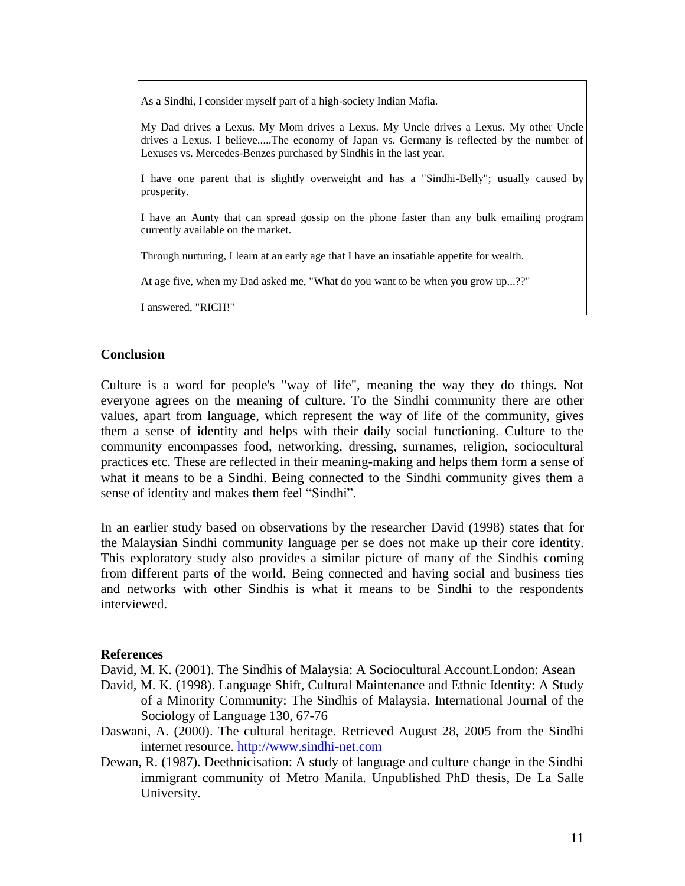> As a Sindhi, I consider myself part of a high-society Indian Mafia.
>
> My Dad drives a Lexus. My Mom drives a Lexus. My Uncle drives a Lexus. My other Uncle drives a Lexus. I believe.....The economy of Japan vs. Germany is reflected by the number of Lexuses vs. Mercedes-Benzes purchased by Sindhis in the last year.
>
> I have one parent that is slightly overweight and has a "Sindhi-Belly"; usually caused by prosperity.
>
> I have an Aunty that can spread gossip on the phone faster than any bulk emailing program currently available on the market.
>
> Through nurturing, I learn at an early age that I have an insatiable appetite for wealth.
>
> At age five, when my Dad asked me, "What do you want to be when you grow up...??"
>
> I answered, "RICH!"

### Conclusion

Culture is a word for people's "way of life", meaning the way they do things. Not everyone agrees on the meaning of culture. To the Sindhi community there are other values, apart from language, which represent the way of life of the community, gives them a sense of identity and helps with their daily social functioning. Culture to the community encompasses food, networking, dressing, surnames, religion, sociocultural practices etc. These are reflected in their meaning-making and helps them form a sense of what it means to be a Sindhi. Being connected to the Sindhi community gives them a sense of identity and makes them feel "Sindhi".

In an earlier study based on observations by the researcher David (1998) states that for the Malaysian Sindhi community language per se does not make up their core identity. This exploratory study also provides a similar picture of many of the Sindhis coming from different parts of the world. Being connected and having social and business ties and networks with other Sindhis is what it means to be Sindhi to the respondents interviewed.

### References

David, M. K. (2001). The Sindhis of Malaysia: A Sociocultural Account.London: Asean

David, M. K. (1998). Language Shift, Cultural Maintenance and Ethnic Identity: A Study of a Minority Community: The Sindhis of Malaysia. International Journal of the Sociology of Language 130, 67-76

Daswani, A. (2000). The cultural heritage. Retrieved August 28, 2005 from the Sindhi internet resource. http://www.sindhi-net.com

Dewan, R. (1987). Deethnicisation: A study of language and culture change in the Sindhi immigrant community of Metro Manila. Unpublished PhD thesis, De La Salle University.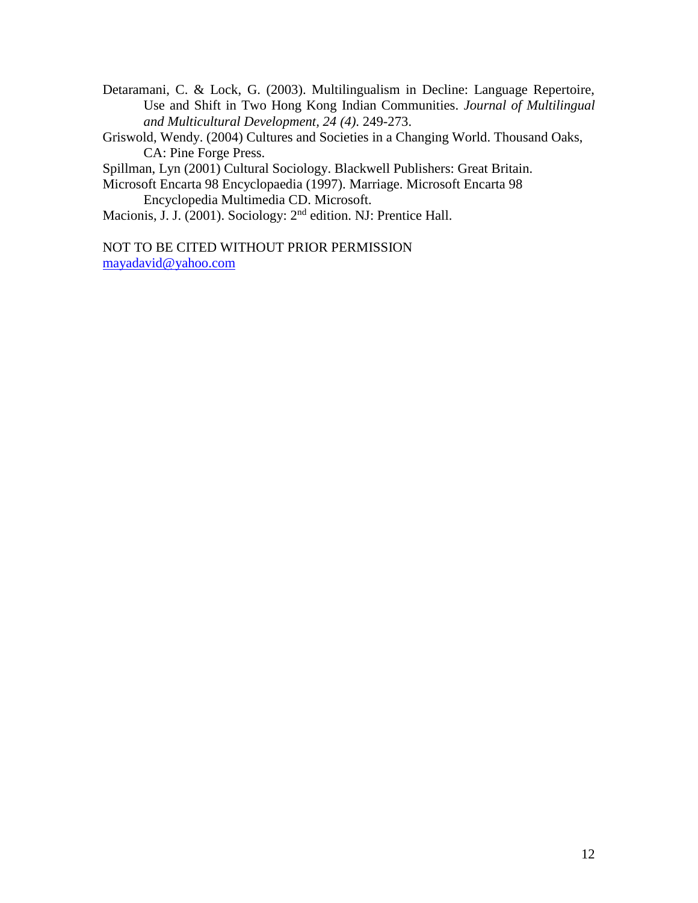Detaramani, C. & Lock, G. (2003). Multilingualism in Decline: Language Repertoire, Use and Shift in Two Hong Kong Indian Communities. *Journal of Multilingual and Multicultural Development, 24 (4)*. 249-273.

Griswold, Wendy. (2004) Cultures and Societies in a Changing World. Thousand Oaks, CA: Pine Forge Press.

Spillman, Lyn (2001) Cultural Sociology. Blackwell Publishers: Great Britain.

Microsoft Encarta 98 Encyclopaedia (1997). Marriage. Microsoft Encarta 98 Encyclopedia Multimedia CD. Microsoft.

Macionis, J. J. (2001). Sociology: 2nd edition. NJ: Prentice Hall.

NOT TO BE CITED WITHOUT PRIOR PERMISSION
mayadavid@yahoo.com